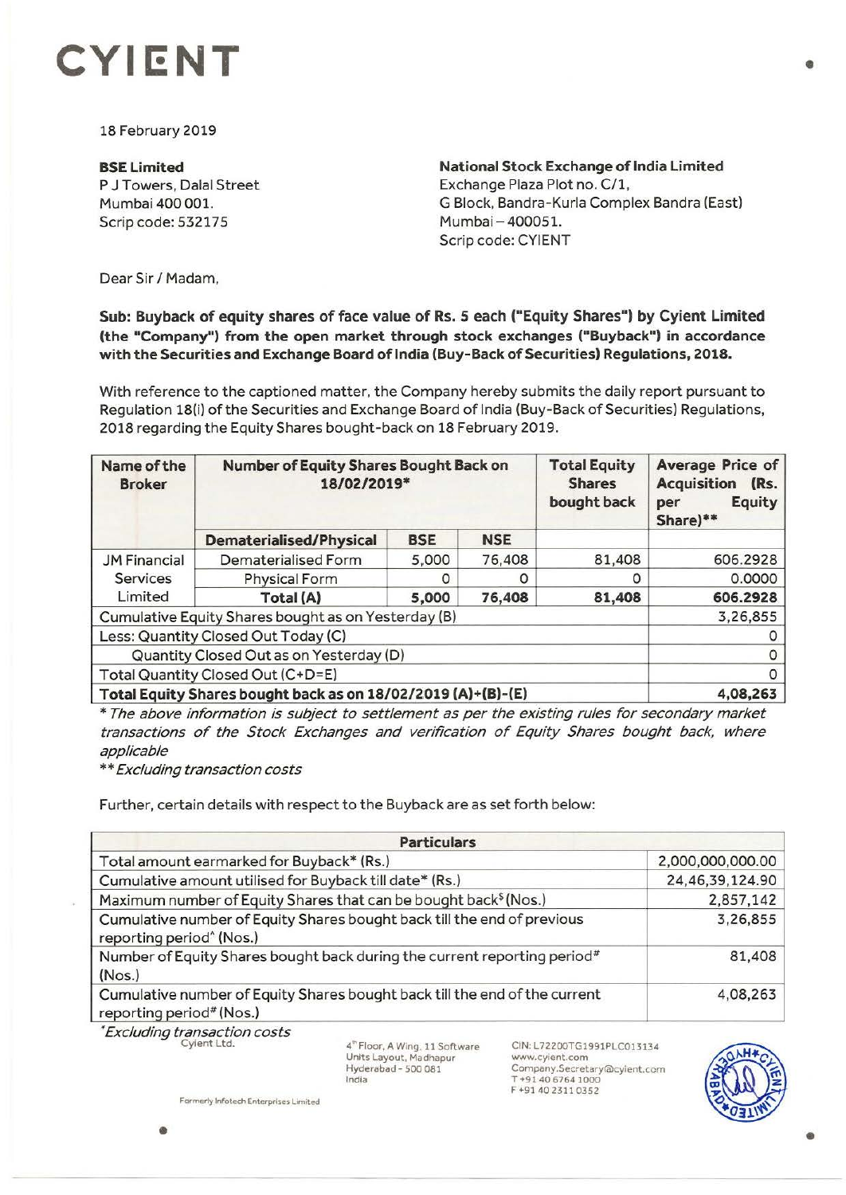# CYIENT

18 February 2019

**BSE Limited**
P J Towers, Dalal Street
Mumbai 400 001.
Scrip code: 532175

**National Stock Exchange of India Limited**
Exchange Plaza Plot no. C/1,
G Block, Bandra-Kurla Complex Bandra (East)
Mumbai – 400051.
Scrip code: CYIENT

Dear Sir / Madam,

**Sub: Buyback of equity shares of face value of Rs. 5 each ("Equity Shares") by Cyient Limited (the "Company") from the open market through stock exchanges ("Buyback") in accordance with the Securities and Exchange Board of India (Buy-Back of Securities) Regulations, 2018.**

With reference to the captioned matter, the Company hereby submits the daily report pursuant to Regulation 18(i) of the Securities and Exchange Board of India (Buy-Back of Securities) Regulations, 2018 regarding the Equity Shares bought-back on 18 February 2019.

| Name of the Broker | Number of Equity Shares Bought Back on 18/02/2019* | | | Total Equity Shares bought back | Average Price of Acquisition (Rs. per Equity Share)** |
|---|---|---|---|---|---|
| | **Dematerialised/Physical** | **BSE** | **NSE** | | |
| JM Financial Services Limited | Dematerialised Form | 5,000 | 76,408 | 81,408 | 606.2928 |
| | Physical Form | 0 | 0 | 0 | 0.0000 |
| | **Total (A)** | **5,000** | **76,408** | **81,408** | **606.2928** |
| Cumulative Equity Shares bought as on Yesterday (B) | | | | | 3,26,855 |
| Less: Quantity Closed Out Today (C) | | | | | 0 |
| Quantity Closed Out as on Yesterday (D) | | | | | 0 |
| Total Quantity Closed Out (C+D=E) | | | | | 0 |
| **Total Equity Shares bought back as on 18/02/2019 (A)+(B)-(E)** | | | | | **4,08,263** |

*\* The above information is subject to settlement as per the existing rules for secondary market transactions of the Stock Exchanges and verification of Equity Shares bought back, where applicable*

*\*\* Excluding transaction costs*

Further, certain details with respect to the Buyback are as set forth below:

| Particulars | |
|---|---|
| Total amount earmarked for Buyback* (Rs.) | 2,000,000,000.00 |
| Cumulative amount utilised for Buyback till date* (Rs.) | 24,46,39,124.90 |
| Maximum number of Equity Shares that can be bought back$ (Nos.) | 2,857,142 |
| Cumulative number of Equity Shares bought back till the end of previous reporting period^ (Nos.) | 3,26,855 |
| Number of Equity Shares bought back during the current reporting period# (Nos.) | 81,408 |
| Cumulative number of Equity Shares bought back till the end of the current reporting period# (Nos.) | 4,08,263 |

*\*Excluding transaction costs*

Cyient Ltd.
4th Floor, A Wing, 11 Software Units Layout, Madhapur
Hyderabad - 500 081
India

CIN: L72200TG1991PLC013134
www.cyient.com
Company.Secretary@cyient.com
T +91 40 6764 1000
F +91 40 2311 0352

Formerly Infotech Enterprises Limited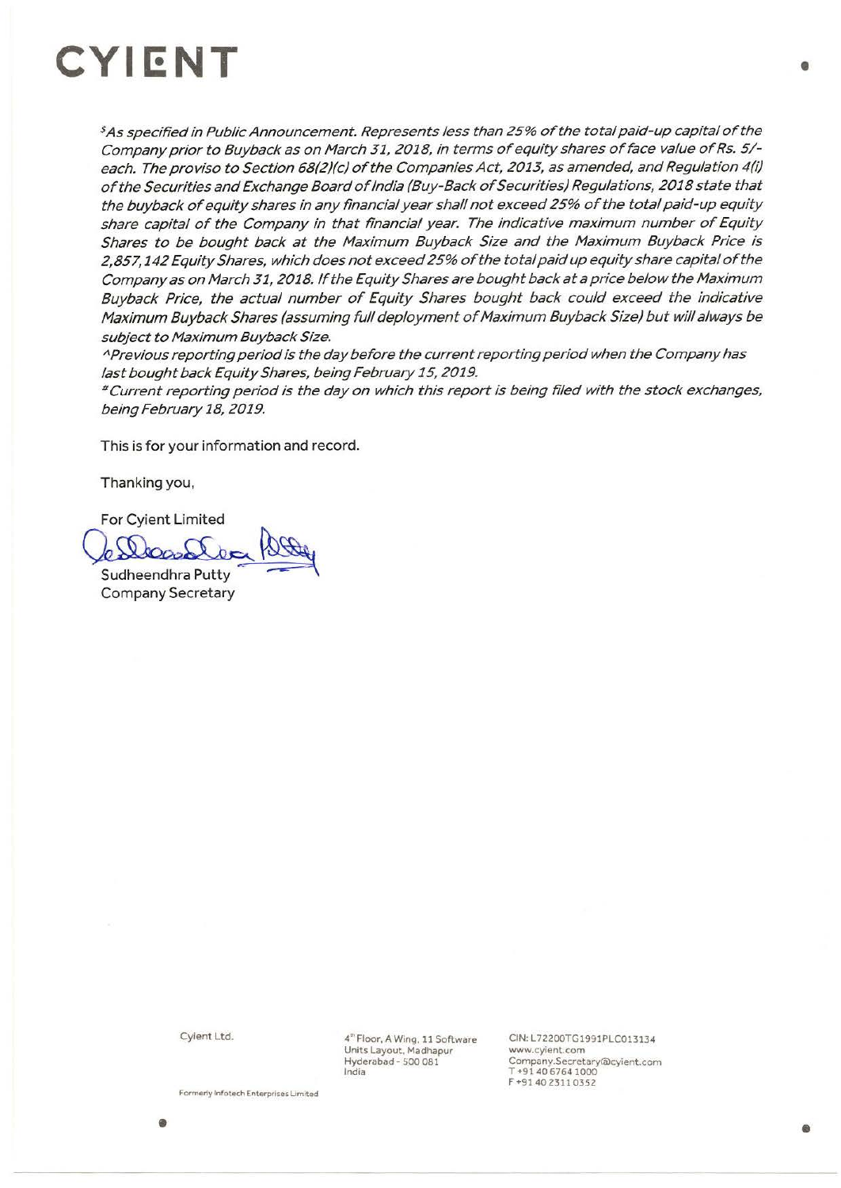# CYIENT

*$As specified in Public Announcement. Represents less than 25% of the total paid-up capital of the Company prior to Buyback as on March 31, 2018, in terms of equity shares of face value of Rs. 5/- each. The proviso to Section 68(2)(c) of the Companies Act, 2013, as amended, and Regulation 4(i) of the Securities and Exchange Board of India (Buy-Back of Securities) Regulations, 2018 state that the buyback of equity shares in any financial year shall not exceed 25% of the total paid-up equity share capital of the Company in that financial year. The indicative maximum number of Equity Shares to be bought back at the Maximum Buyback Size and the Maximum Buyback Price is 2,857,142 Equity Shares, which does not exceed 25% of the total paid up equity share capital of the Company as on March 31, 2018. If the Equity Shares are bought back at a price below the Maximum Buyback Price, the actual number of Equity Shares bought back could exceed the indicative Maximum Buyback Shares (assuming full deployment of Maximum Buyback Size) but will always be subject to Maximum Buyback Size.*

*^Previous reporting period is the day before the current reporting period when the Company has last bought back Equity Shares, being February 15, 2019.*

*#Current reporting period is the day on which this report is being filed with the stock exchanges, being February 18, 2019.*

This is for your information and record.

Thanking you,

For Cyient Limited

Sudheendhra Putty
Company Secretary

Cyient Ltd.

4th Floor, A Wing, 11 Software Units Layout, Madhapur
Hyderabad - 500 081
India

CIN: L72200TG1991PLC013134
www.cyient.com
Company.Secretary@cyient.com
T +91 40 6764 1000
F +91 40 2311 0352

Formerly Infotech Enterprises Limited